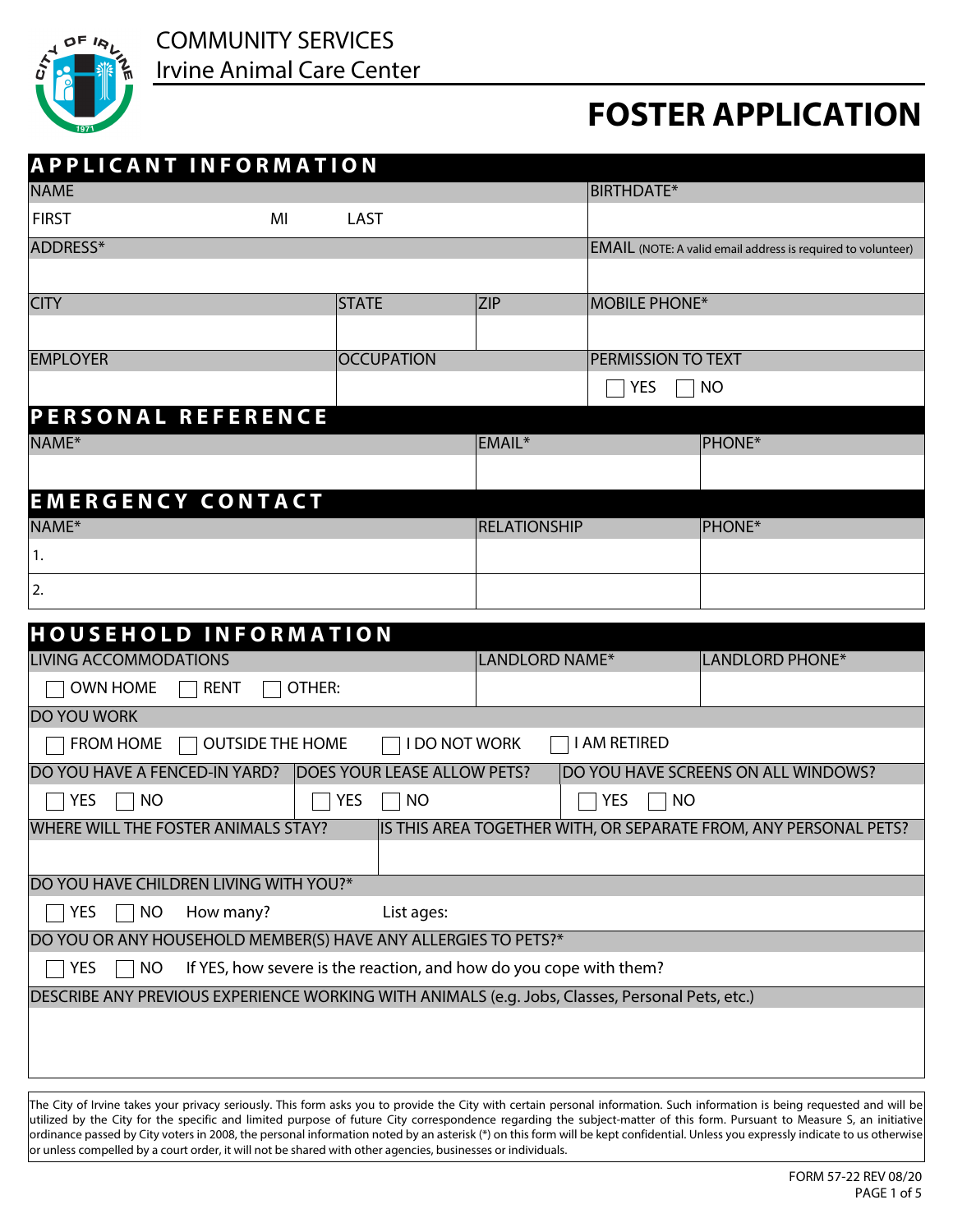COMMUNITY SERVICES

Irvine Animal Care Center

# FOSTER APPLICATION

## APPLICANT INFORMATION

| NAME | | | BIRTHDATE* |
|---|---|---|---|
| FIRST | MI | LAST | |

| ADDRESS* | | | EMAIL (NOTE: A valid email address is required to volunteer) |
|---|---|---|---|
| | | | |
| CITY | STATE | ZIP | MOBILE PHONE* |
| | | | |
| EMPLOYER | OCCUPATION | | PERMISSION TO TEXT |
| | | | ☐ YES ☐ NO |

## PERSONAL REFERENCE

| NAME* | EMAIL* | PHONE* |
|---|---|---|
| | | |

## EMERGENCY CONTACT

| NAME* | RELATIONSHIP | PHONE* |
|---|---|---|
| 1. | | |
| 2. | | |

## HOUSEHOLD INFORMATION

| LIVING ACCOMMODATIONS | LANDLORD NAME* | LANDLORD PHONE* |
|---|---|---|
| ☐ OWN HOME ☐ RENT ☐ OTHER: | | |

DO YOU WORK

☐ FROM HOME ☐ OUTSIDE THE HOME ☐ I DO NOT WORK ☐ I AM RETIRED

| DO YOU HAVE A FENCED-IN YARD? | DOES YOUR LEASE ALLOW PETS? | DO YOU HAVE SCREENS ON ALL WINDOWS? |
|---|---|---|
| ☐ YES ☐ NO | ☐ YES ☐ NO | ☐ YES ☐ NO |

| WHERE WILL THE FOSTER ANIMALS STAY? | IS THIS AREA TOGETHER WITH, OR SEPARATE FROM, ANY PERSONAL PETS? |
|---|---|
| | |

DO YOU HAVE CHILDREN LIVING WITH YOU?*

☐ YES ☐ NO How many? List ages:

DO YOU OR ANY HOUSEHOLD MEMBER(S) HAVE ANY ALLERGIES TO PETS?*

☐ YES ☐ NO If YES, how severe is the reaction, and how do you cope with them?

DESCRIBE ANY PREVIOUS EXPERIENCE WORKING WITH ANIMALS (e.g. Jobs, Classes, Personal Pets, etc.)

The City of Irvine takes your privacy seriously. This form asks you to provide the City with certain personal information. Such information is being requested and will be utilized by the City for the specific and limited purpose of future City correspondence regarding the subject-matter of this form. Pursuant to Measure S, an initiative ordinance passed by City voters in 2008, the personal information noted by an asterisk (*) on this form will be kept confidential. Unless you expressly indicate to us otherwise or unless compelled by a court order, it will not be shared with other agencies, businesses or individuals.

FORM 57-22 REV 08/20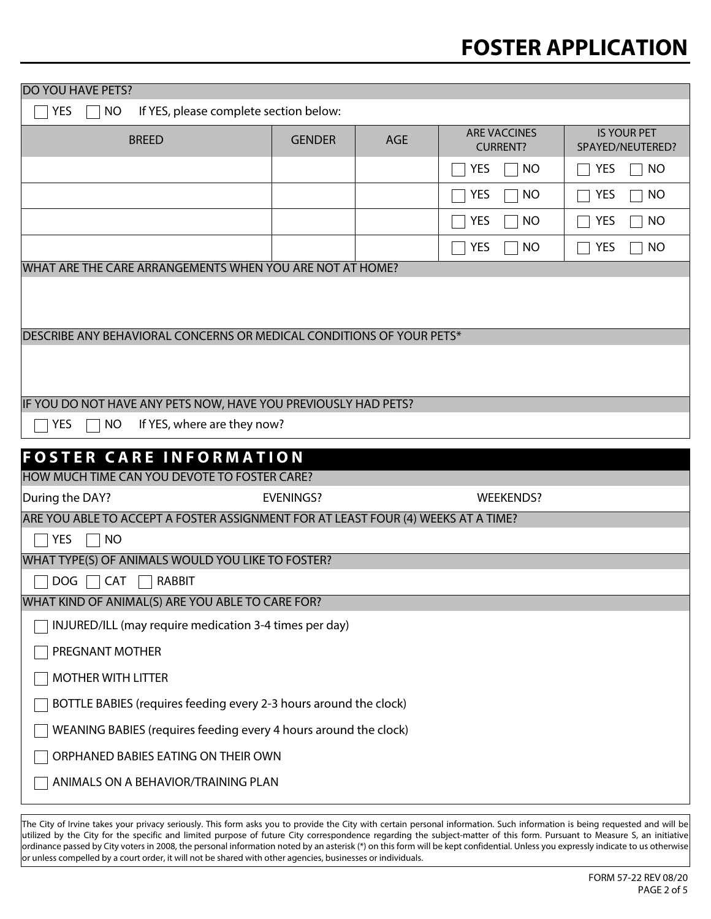# FOSTER APPLICATION

DO YOU HAVE PETS?

☐ YES ☐ NO If YES, please complete section below:

| BREED | GENDER | AGE | ARE VACCINES CURRENT? | IS YOUR PET SPAYED/NEUTERED? |
|---|---|---|---|---|
| | | | ☐ YES ☐ NO | ☐ YES ☐ NO |
| | | | ☐ YES ☐ NO | ☐ YES ☐ NO |
| | | | ☐ YES ☐ NO | ☐ YES ☐ NO |
| | | | ☐ YES ☐ NO | ☐ YES ☐ NO |

WHAT ARE THE CARE ARRANGEMENTS WHEN YOU ARE NOT AT HOME?

DESCRIBE ANY BEHAVIORAL CONCERNS OR MEDICAL CONDITIONS OF YOUR PETS*

IF YOU DO NOT HAVE ANY PETS NOW, HAVE YOU PREVIOUSLY HAD PETS?

☐ YES ☐ NO If YES, where are they now?

## FOSTER CARE INFORMATION

HOW MUCH TIME CAN YOU DEVOTE TO FOSTER CARE?

During the DAY? EVENINGS? WEEKENDS?

ARE YOU ABLE TO ACCEPT A FOSTER ASSIGNMENT FOR AT LEAST FOUR (4) WEEKS AT A TIME?

☐ YES ☐ NO

WHAT TYPE(S) OF ANIMALS WOULD YOU LIKE TO FOSTER?

☐ DOG ☐ CAT ☐ RABBIT

WHAT KIND OF ANIMAL(S) ARE YOU ABLE TO CARE FOR?

☐ INJURED/ILL (may require medication 3-4 times per day)

☐ PREGNANT MOTHER

☐ MOTHER WITH LITTER

☐ BOTTLE BABIES (requires feeding every 2-3 hours around the clock)

☐ WEANING BABIES (requires feeding every 4 hours around the clock)

☐ ORPHANED BABIES EATING ON THEIR OWN

☐ ANIMALS ON A BEHAVIOR/TRAINING PLAN

The City of Irvine takes your privacy seriously. This form asks you to provide the City with certain personal information. Such information is being requested and will be utilized by the City for the specific and limited purpose of future City correspondence regarding the subject-matter of this form. Pursuant to Measure S, an initiative ordinance passed by City voters in 2008, the personal information noted by an asterisk (*) on this form will be kept confidential. Unless you expressly indicate to us otherwise or unless compelled by a court order, it will not be shared with other agencies, businesses or individuals.

FORM 57-22 REV 08/20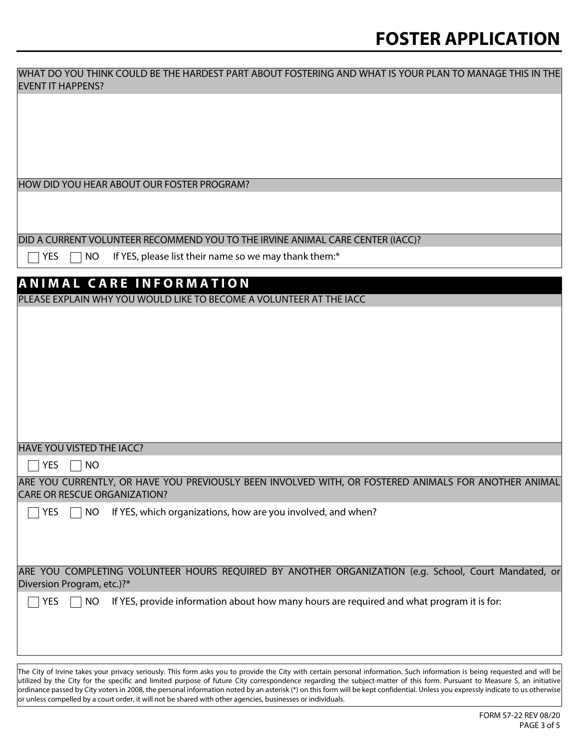# FOSTER APPLICATION

WHAT DO YOU THINK COULD BE THE HARDEST PART ABOUT FOSTERING AND WHAT IS YOUR PLAN TO MANAGE THIS IN THE EVENT IT HAPPENS?

HOW DID YOU HEAR ABOUT OUR FOSTER PROGRAM?

DID A CURRENT VOLUNTEER RECOMMEND YOU TO THE IRVINE ANIMAL CARE CENTER (IACC)?

☐ YES ☐ NO If YES, please list their name so we may thank them:*

## ANIMAL CARE INFORMATION

PLEASE EXPLAIN WHY YOU WOULD LIKE TO BECOME A VOLUNTEER AT THE IACC

HAVE YOU VISTED THE IACC?

☐ YES ☐ NO

ARE YOU CURRENTLY, OR HAVE YOU PREVIOUSLY BEEN INVOLVED WITH, OR FOSTERED ANIMALS FOR ANOTHER ANIMAL CARE OR RESCUE ORGANIZATION?

☐ YES ☐ NO If YES, which organizations, how are you involved, and when?

ARE YOU COMPLETING VOLUNTEER HOURS REQUIRED BY ANOTHER ORGANIZATION (e.g. School, Court Mandated, or Diversion Program, etc.)?*

☐ YES ☐ NO If YES, provide information about how many hours are required and what program it is for:

The City of Irvine takes your privacy seriously. This form asks you to provide the City with certain personal information. Such information is being requested and will be utilized by the City for the specific and limited purpose of future City correspondence regarding the subject-matter of this form. Pursuant to Measure S, an initiative ordinance passed by City voters in 2008, the personal information noted by an asterisk (*) on this form will be kept confidential. Unless you expressly indicate to us otherwise or unless compelled by a court order, it will not be shared with other agencies, businesses or individuals.

FORM 57-22 REV 08/20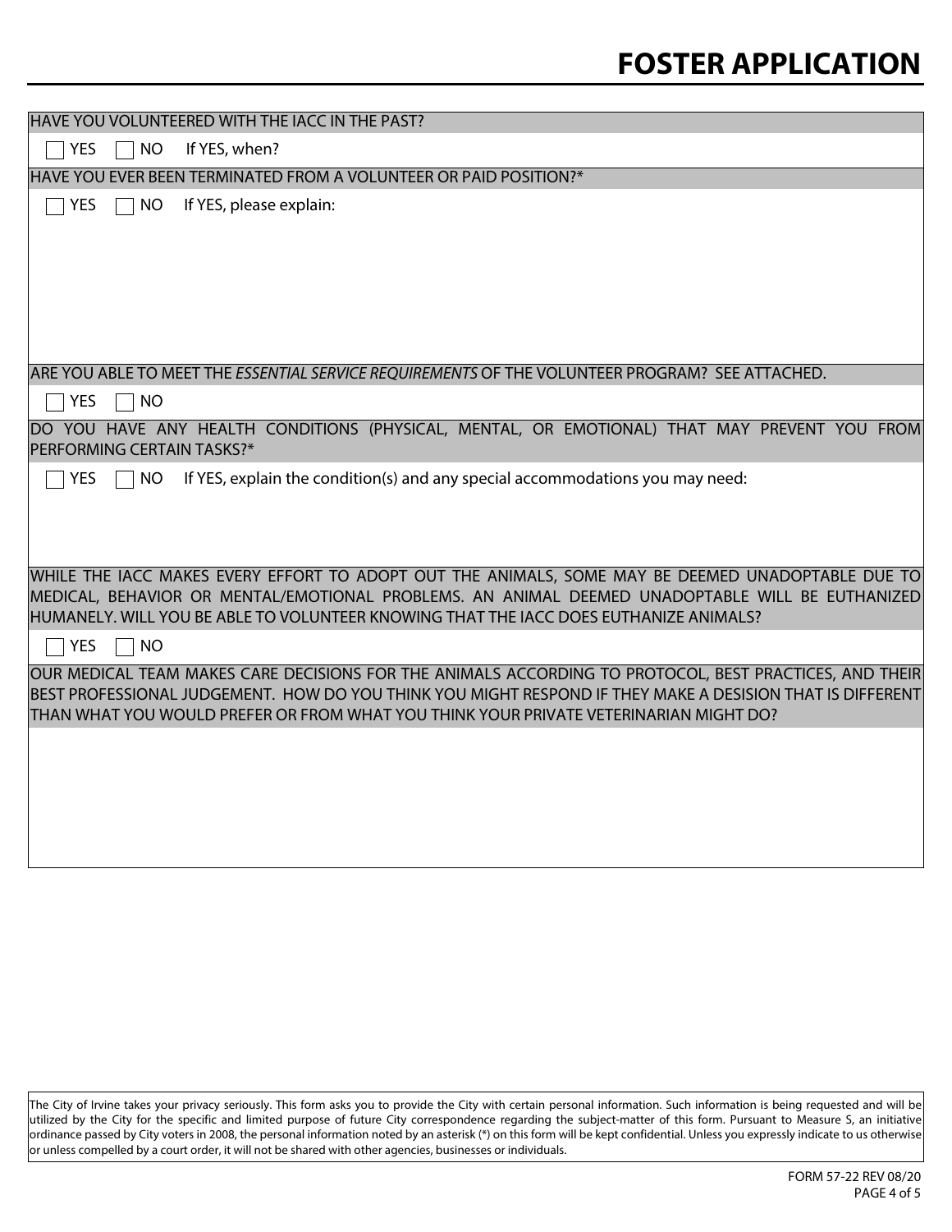# FOSTER APPLICATION

**HAVE YOU VOLUNTEERED WITH THE IACC IN THE PAST?**

☐ YES ☐ NO If YES, when?

**HAVE YOU EVER BEEN TERMINATED FROM A VOLUNTEER OR PAID POSITION?***

☐ YES ☐ NO If YES, please explain:

**ARE YOU ABLE TO MEET THE *ESSENTIAL SERVICE REQUIREMENTS* OF THE VOLUNTEER PROGRAM? SEE ATTACHED.**

☐ YES ☐ NO

**DO YOU HAVE ANY HEALTH CONDITIONS (PHYSICAL, MENTAL, OR EMOTIONAL) THAT MAY PREVENT YOU FROM PERFORMING CERTAIN TASKS?***

☐ YES ☐ NO If YES, explain the condition(s) and any special accommodations you may need:

**WHILE THE IACC MAKES EVERY EFFORT TO ADOPT OUT THE ANIMALS, SOME MAY BE DEEMED UNADOPTABLE DUE TO MEDICAL, BEHAVIOR OR MENTAL/EMOTIONAL PROBLEMS. AN ANIMAL DEEMED UNADOPTABLE WILL BE EUTHANIZED HUMANELY. WILL YOU BE ABLE TO VOLUNTEER KNOWING THAT THE IACC DOES EUTHANIZE ANIMALS?**

☐ YES ☐ NO

**OUR MEDICAL TEAM MAKES CARE DECISIONS FOR THE ANIMALS ACCORDING TO PROTOCOL, BEST PRACTICES, AND THEIR BEST PROFESSIONAL JUDGEMENT. HOW DO YOU THINK YOU MIGHT RESPOND IF THEY MAKE A DESISION THAT IS DIFFERENT THAN WHAT YOU WOULD PREFER OR FROM WHAT YOU THINK YOUR PRIVATE VETERINARIAN MIGHT DO?**

The City of Irvine takes your privacy seriously. This form asks you to provide the City with certain personal information. Such information is being requested and will be utilized by the City for the specific and limited purpose of future City correspondence regarding the subject-matter of this form. Pursuant to Measure S, an initiative ordinance passed by City voters in 2008, the personal information noted by an asterisk (*) on this form will be kept confidential. Unless you expressly indicate to us otherwise or unless compelled by a court order, it will not be shared with other agencies, businesses or individuals.

FORM 57-22 REV 08/20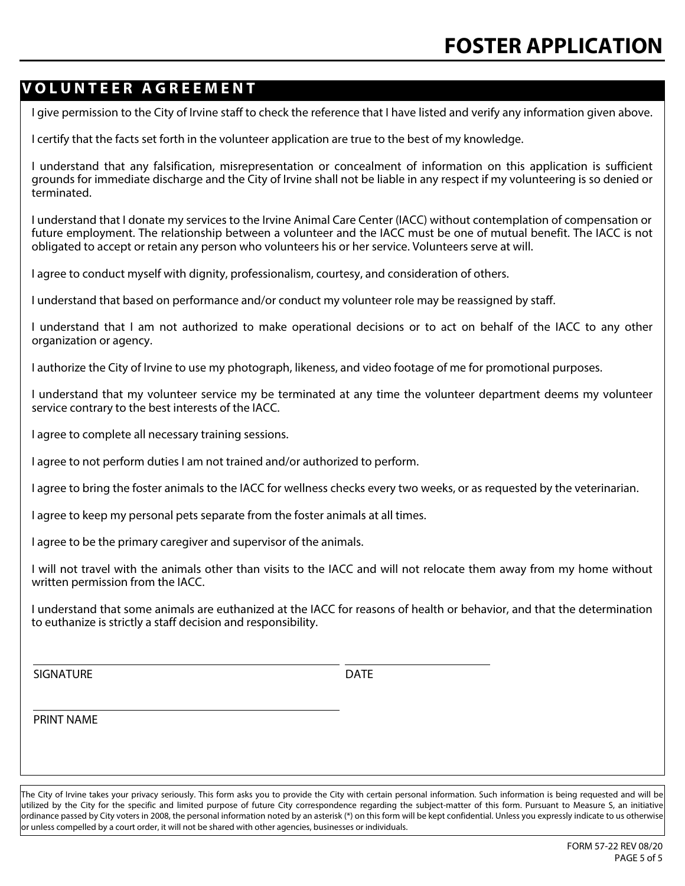# FOSTER APPLICATION

## VOLUNTEER AGREEMENT

I give permission to the City of Irvine staff to check the reference that I have listed and verify any information given above.

I certify that the facts set forth in the volunteer application are true to the best of my knowledge.

I understand that any falsification, misrepresentation or concealment of information on this application is sufficient grounds for immediate discharge and the City of Irvine shall not be liable in any respect if my volunteering is so denied or terminated.

I understand that I donate my services to the Irvine Animal Care Center (IACC) without contemplation of compensation or future employment. The relationship between a volunteer and the IACC must be one of mutual benefit. The IACC is not obligated to accept or retain any person who volunteers his or her service. Volunteers serve at will.

I agree to conduct myself with dignity, professionalism, courtesy, and consideration of others.

I understand that based on performance and/or conduct my volunteer role may be reassigned by staff.

I understand that I am not authorized to make operational decisions or to act on behalf of the IACC to any other organization or agency.

I authorize the City of Irvine to use my photograph, likeness, and video footage of me for promotional purposes.

I understand that my volunteer service my be terminated at any time the volunteer department deems my volunteer service contrary to the best interests of the IACC.

I agree to complete all necessary training sessions.

I agree to not perform duties I am not trained and/or authorized to perform.

I agree to bring the foster animals to the IACC for wellness checks every two weeks, or as requested by the veterinarian.

I agree to keep my personal pets separate from the foster animals at all times.

I agree to be the primary caregiver and supervisor of the animals.

I will not travel with the animals other than visits to the IACC and will not relocate them away from my home without written permission from the IACC.

I understand that some animals are euthanized at the IACC for reasons of health or behavior, and that the determination to euthanize is strictly a staff decision and responsibility.

SIGNATURE _______________________ DATE _______________

PRINT NAME _______________________

The City of Irvine takes your privacy seriously. This form asks you to provide the City with certain personal information. Such information is being requested and will be utilized by the City for the specific and limited purpose of future City correspondence regarding the subject-matter of this form. Pursuant to Measure S, an initiative ordinance passed by City voters in 2008, the personal information noted by an asterisk (*) on this form will be kept confidential. Unless you expressly indicate to us otherwise or unless compelled by a court order, it will not be shared with other agencies, businesses or individuals.

FORM 57-22 REV 08/20